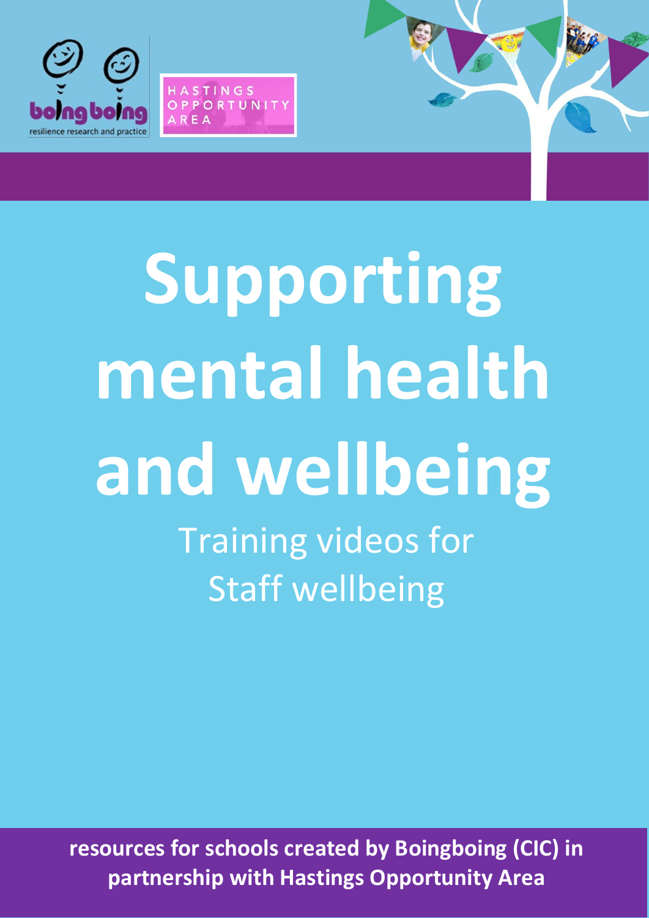boing boing
resilience research and practice

HASTINGS OPPORTUNITY AREA

# Supporting mental health and wellbeing

## Training videos for Staff wellbeing

**resources for schools created by Boingboing (CIC) in partnership with Hastings Opportunity Area**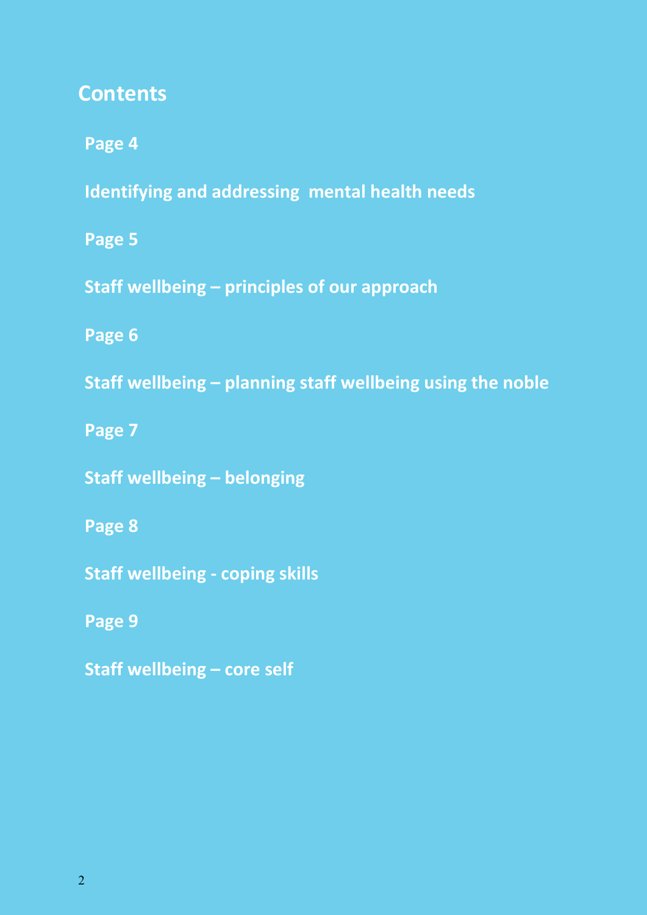## Contents

**Page 4**

**Identifying and addressing mental health needs**

**Page 5**

**Staff wellbeing – principles of our approach**

**Page 6**

**Staff wellbeing – planning staff wellbeing using the noble**

**Page 7**

**Staff wellbeing – belonging**

**Page 8**

**Staff wellbeing - coping skills**

**Page 9**

**Staff wellbeing – core self**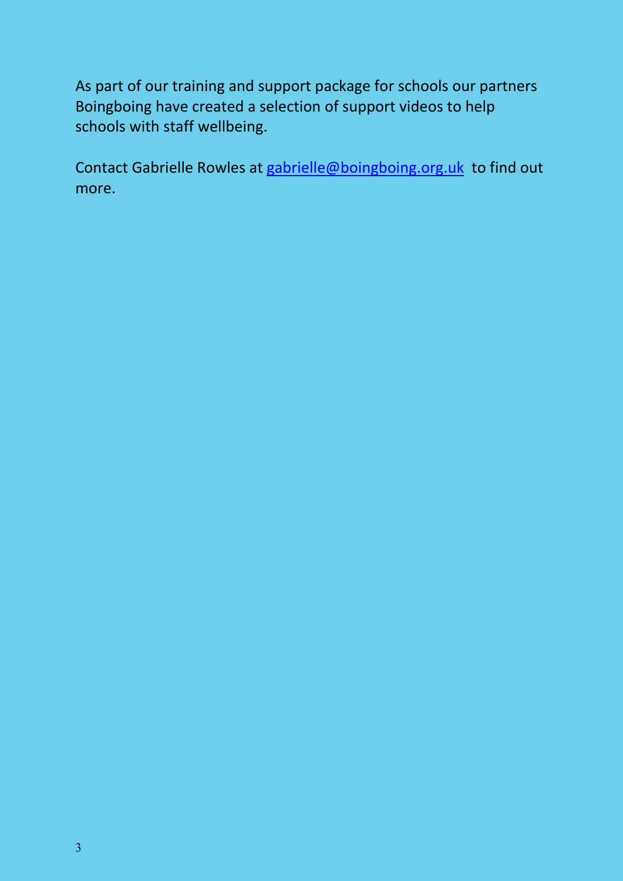As part of our training and support package for schools our partners Boingboing have created a selection of support videos to help schools with staff wellbeing.

Contact Gabrielle Rowles at [gabrielle@boingboing.org.uk](mailto:gabrielle@boingboing.org.uk) to find out more.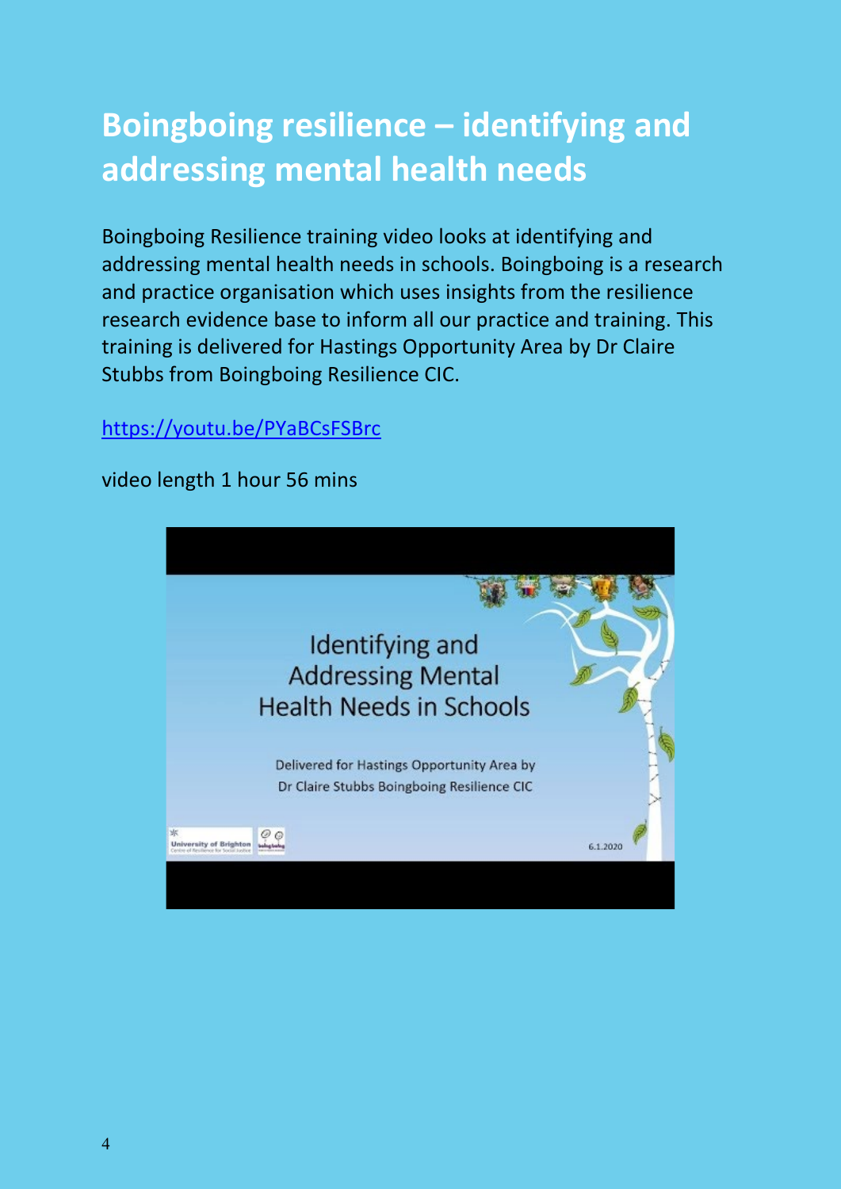# Boingboing resilience – identifying and addressing mental health needs

Boingboing Resilience training video looks at identifying and addressing mental health needs in schools. Boingboing is a research and practice organisation which uses insights from the resilience research evidence base to inform all our practice and training. This training is delivered for Hastings Opportunity Area by Dr Claire Stubbs from Boingboing Resilience CIC.

https://youtu.be/PYaBCsFSBrc

video length 1 hour 56 mins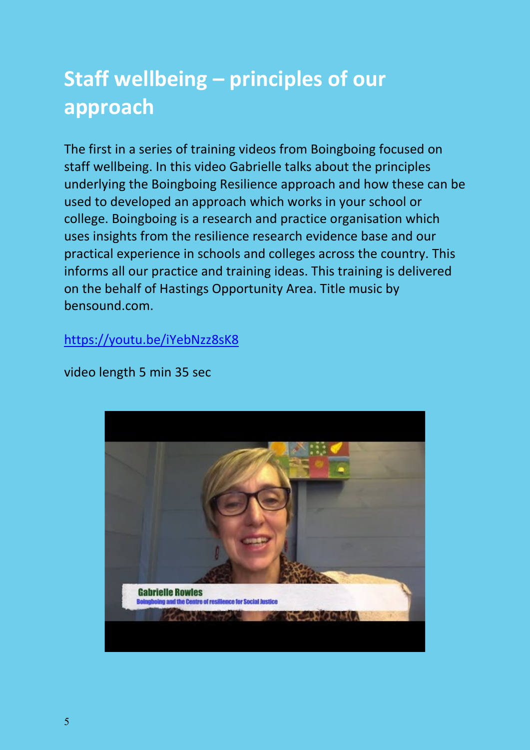# Staff wellbeing – principles of our approach

The first in a series of training videos from Boingboing focused on staff wellbeing. In this video Gabrielle talks about the principles underlying the Boingboing Resilience approach and how these can be used to developed an approach which works in your school or college. Boingboing is a research and practice organisation which uses insights from the resilience research evidence base and our practical experience in schools and colleges across the country. This informs all our practice and training ideas. This training is delivered on the behalf of Hastings Opportunity Area. Title music by bensound.com.

[https://youtu.be/iYebNzz8sK8](https://youtu.be/iYebNzz8sK8)

video length 5 min 35 sec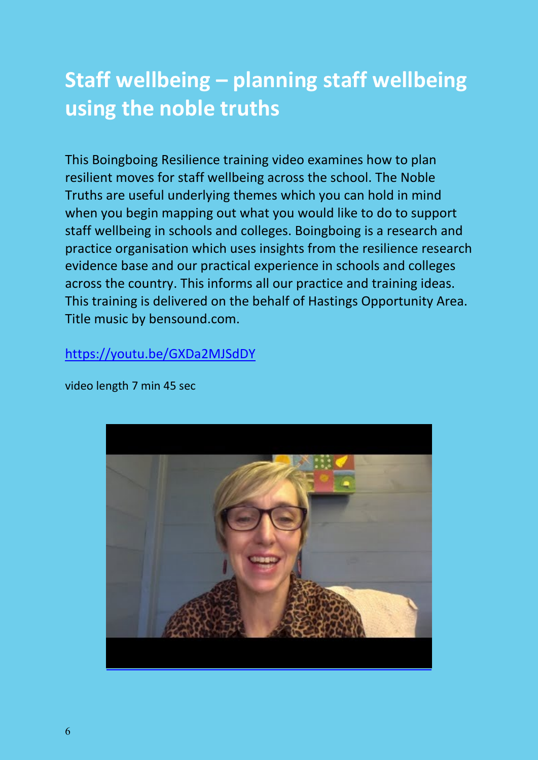# Staff wellbeing – planning staff wellbeing using the noble truths

This Boingboing Resilience training video examines how to plan resilient moves for staff wellbeing across the school. The Noble Truths are useful underlying themes which you can hold in mind when you begin mapping out what you would like to do to support staff wellbeing in schools and colleges. Boingboing is a research and practice organisation which uses insights from the resilience research evidence base and our practical experience in schools and colleges across the country. This informs all our practice and training ideas. This training is delivered on the behalf of Hastings Opportunity Area. Title music by bensound.com.

https://youtu.be/GXDa2MJSdDY

video length 7 min 45 sec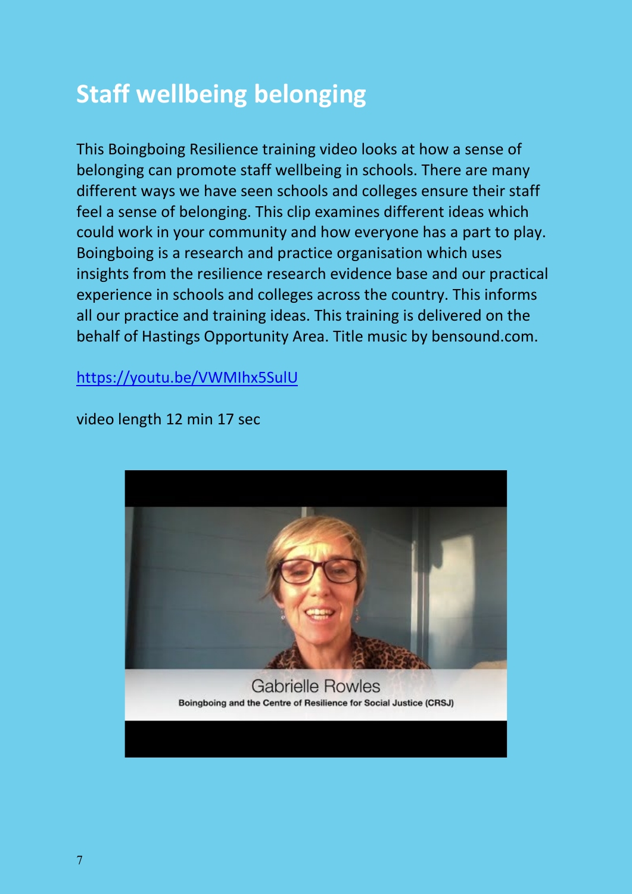# Staff wellbeing belonging

This Boingboing Resilience training video looks at how a sense of belonging can promote staff wellbeing in schools. There are many different ways we have seen schools and colleges ensure their staff feel a sense of belonging. This clip examines different ideas which could work in your community and how everyone has a part to play. Boingboing is a research and practice organisation which uses insights from the resilience research evidence base and our practical experience in schools and colleges across the country. This informs all our practice and training ideas. This training is delivered on the behalf of Hastings Opportunity Area. Title music by bensound.com.

https://youtu.be/VWMIhx5SulU

video length 12 min 17 sec

Gabrielle Rowles
Boingboing and the Centre of Resilience for Social Justice (CRSJ)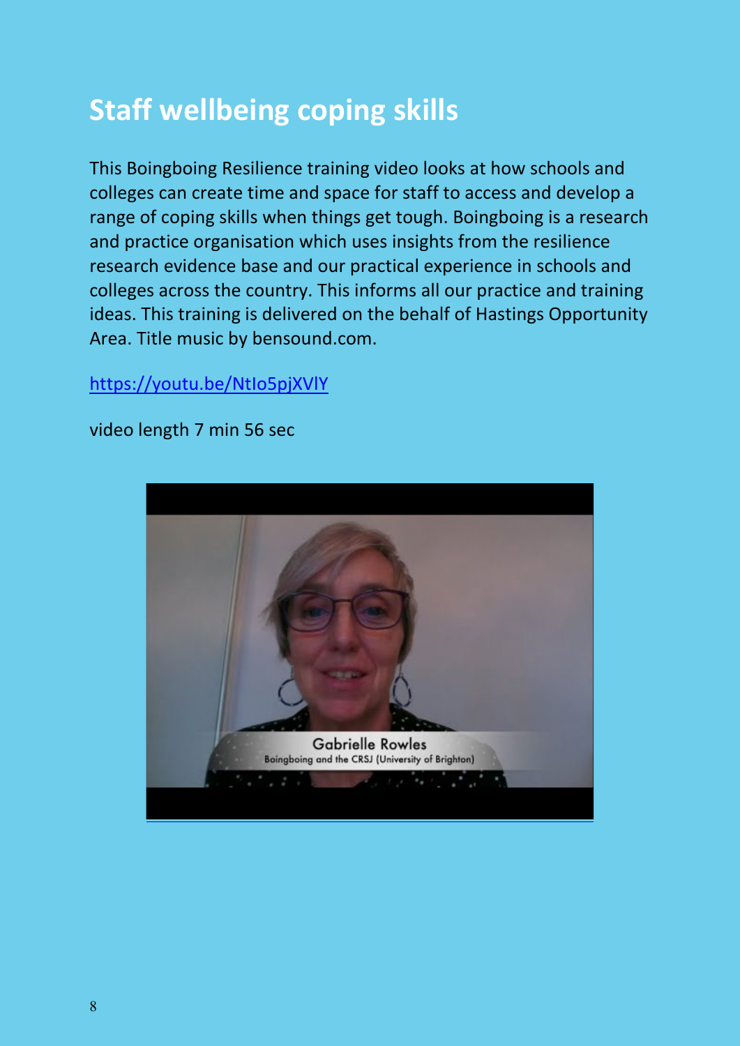# Staff wellbeing coping skills

This Boingboing Resilience training video looks at how schools and colleges can create time and space for staff to access and develop a range of coping skills when things get tough. Boingboing is a research and practice organisation which uses insights from the resilience research evidence base and our practical experience in schools and colleges across the country. This informs all our practice and training ideas. This training is delivered on the behalf of Hastings Opportunity Area. Title music by bensound.com.

https://youtu.be/NtIo5pjXVlY

video length 7 min 56 sec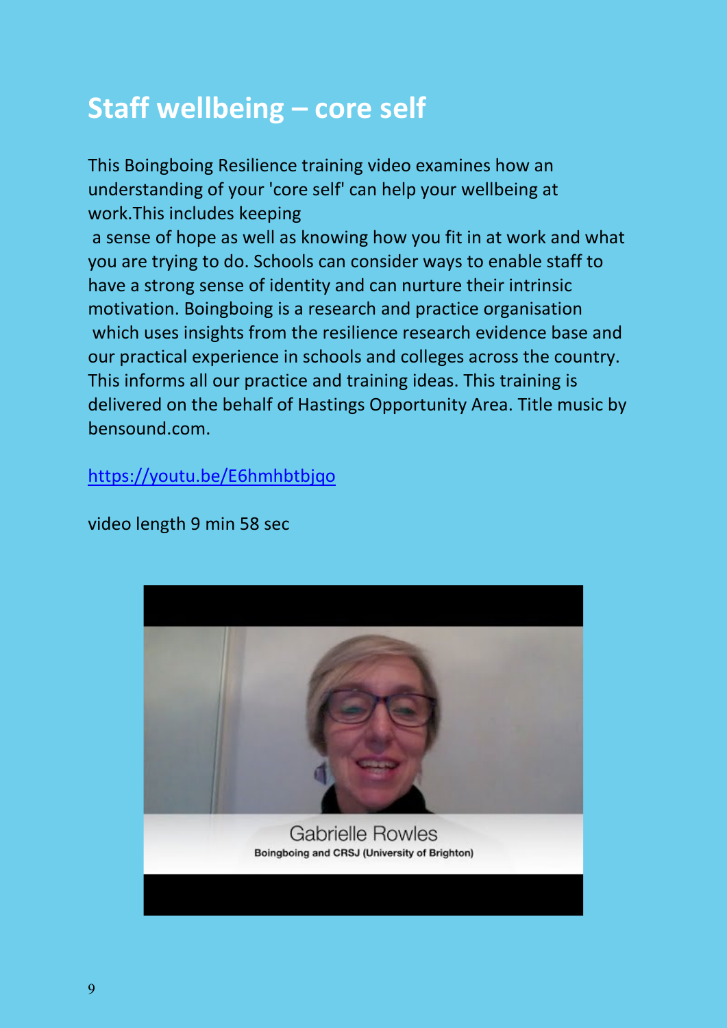# Staff wellbeing – core self

This Boingboing Resilience training video examines how an understanding of your 'core self' can help your wellbeing at work.This includes keeping a sense of hope as well as knowing how you fit in at work and what you are trying to do. Schools can consider ways to enable staff to have a strong sense of identity and can nurture their intrinsic motivation. Boingboing is a research and practice organisation which uses insights from the resilience research evidence base and our practical experience in schools and colleges across the country. This informs all our practice and training ideas. This training is delivered on the behalf of Hastings Opportunity Area. Title music by bensound.com.

https://youtu.be/E6hmhbtbjqo

video length 9 min 58 sec

Gabrielle Rowles
Boingboing and CRSJ (University of Brighton)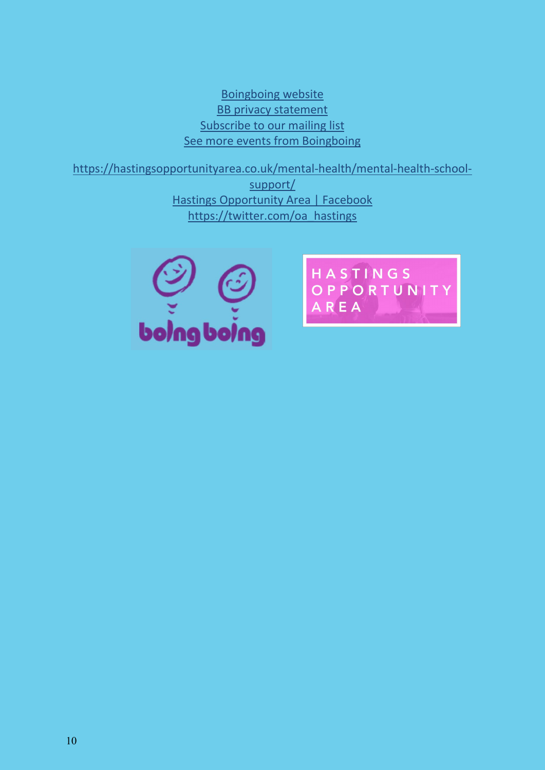Boingboing website
BB privacy statement
Subscribe to our mailing list
See more events from Boingboing

https://hastingsopportunityarea.co.uk/mental-health/mental-health-school-support/
Hastings Opportunity Area | Facebook
https://twitter.com/oa_hastings